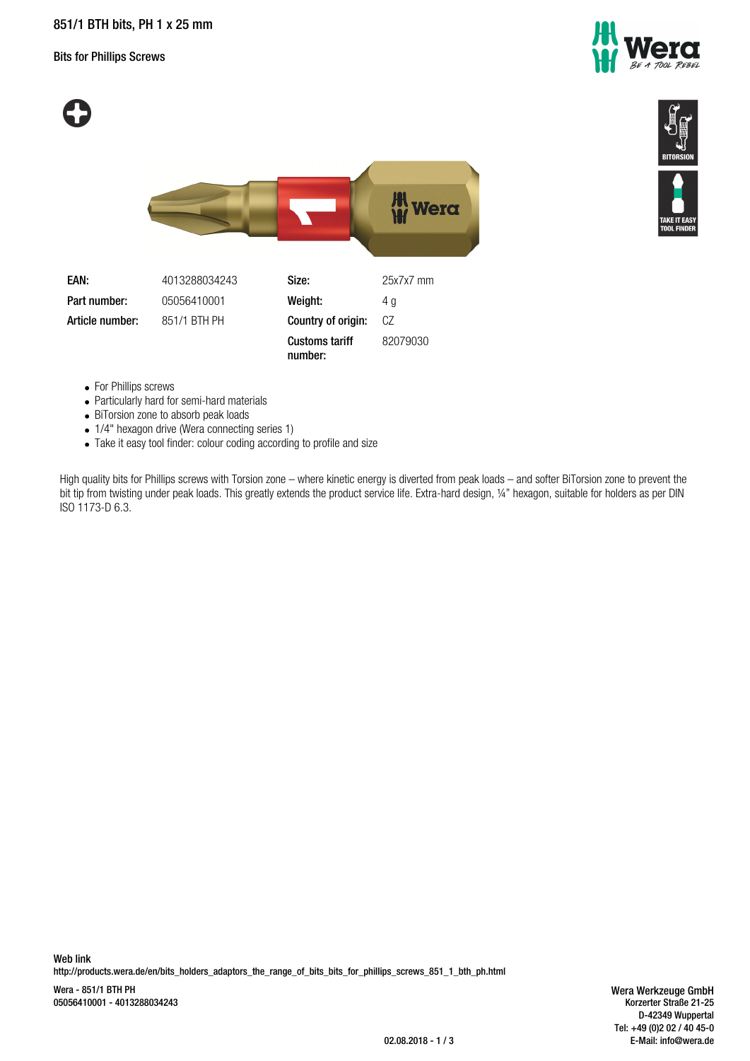# 851/1 BTH bits, PH 1 x 25 mm

## Bits for Phillips Screws

| EAN: | 4013288034243 | Size: | 25x7x7 mm |
| --- | --- | --- | --- |
| Part number: | 05056410001 | Weight: | 4 g |
| Article number: | 851/1 BTH PH | Country of origin: | CZ |
| | | Customs tariff number: | 82079030 |

- For Phillips screws
- Particularly hard for semi-hard materials
- BiTorsion zone to absorb peak loads
- 1/4" hexagon drive (Wera connecting series 1)
- Take it easy tool finder: colour coding according to profile and size

High quality bits for Phillips screws with Torsion zone – where kinetic energy is diverted from peak loads – and softer BiTorsion zone to prevent the bit tip from twisting under peak loads. This greatly extends the product service life. Extra-hard design, ¼" hexagon, suitable for holders as per DIN ISO 1173-D 6.3.

**Web link**
http://products.wera.de/en/bits_holders_adaptors_the_range_of_bits_bits_for_phillips_screws_851_1_bth_ph.html

Wera - 851/1 BTH PH
05056410001 - 4013288034243

Wera Werkzeuge GmbH
Korzerter Straße 21-25
D-42349 Wuppertal
Tel: +49 (0)2 02 / 40 45-0
E-Mail: info@wera.de

02.08.2018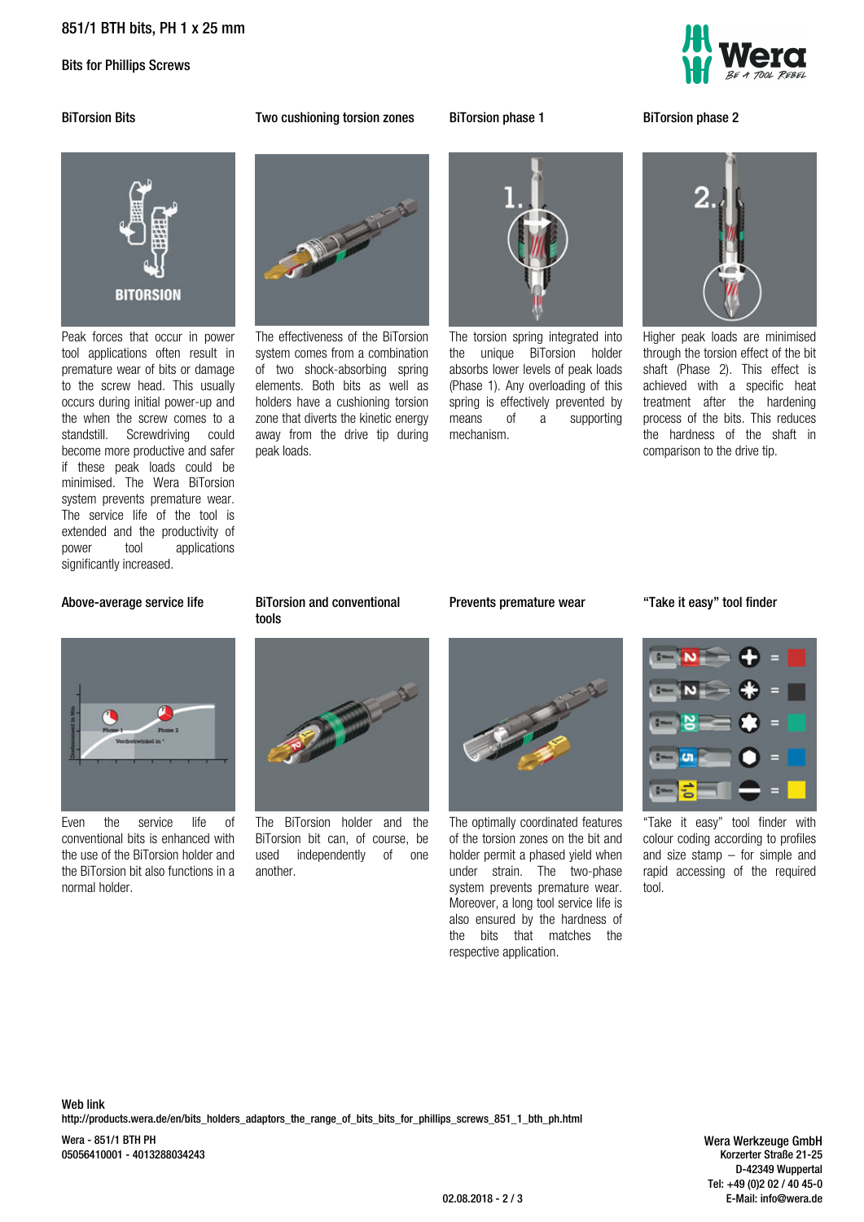# 851/1 BTH bits, PH 1 x 25 mm

Bits for Phillips Screws

### BiTorsion Bits

Peak forces that occur in power tool applications often result in premature wear of bits or damage to the screw head. This usually occurs during initial power-up and the when the screw comes to a standstill. Screwdriving could become more productive and safer if these peak loads could be minimised. The Wera BiTorsion system prevents premature wear. The service life of the tool is extended and the productivity of power tool applications significantly increased.

### Two cushioning torsion zones

The effectiveness of the BiTorsion system comes from a combination of two shock-absorbing spring elements. Both bits as well as holders have a cushioning torsion zone that diverts the kinetic energy away from the drive tip during peak loads.

### BiTorsion phase 1

The torsion spring integrated into the unique BiTorsion holder absorbs lower levels of peak loads (Phase 1). Any overloading of this spring is effectively prevented by means of a supporting mechanism.

### BiTorsion phase 2

Higher peak loads are minimised through the torsion effect of the bit shaft (Phase 2). This effect is achieved with a specific heat treatment after the hardening process of the bits. This reduces the hardness of the shaft in comparison to the drive tip.

### Above-average service life

Even the service life of conventional bits is enhanced with the use of the BiTorsion holder and the BiTorsion bit also functions in a normal holder.

### BiTorsion and conventional tools

The BiTorsion holder and the BiTorsion bit can, of course, be used independently of one another.

### Prevents premature wear

The optimally coordinated features of the torsion zones on the bit and holder permit a phased yield when under strain. The two-phase system prevents premature wear. Moreover, a long tool service life is also ensured by the hardness of the bits that matches the respective application.

### “Take it easy” tool finder

“Take it easy” tool finder with colour coding according to profiles and size stamp – for simple and rapid accessing of the required tool.

**Web link**

http://products.wera.de/en/bits_holders_adaptors_the_range_of_bits_bits_for_phillips_screws_851_1_bth_ph.html

Wera - 851/1 BTH PH
05056410001 - 4013288034243

Wera Werkzeuge GmbH
Korzerter Straße 21-25
D-42349 Wuppertal
Tel: +49 (0)2 02 / 40 45-0
E-Mail: info@wera.de

02.08.2018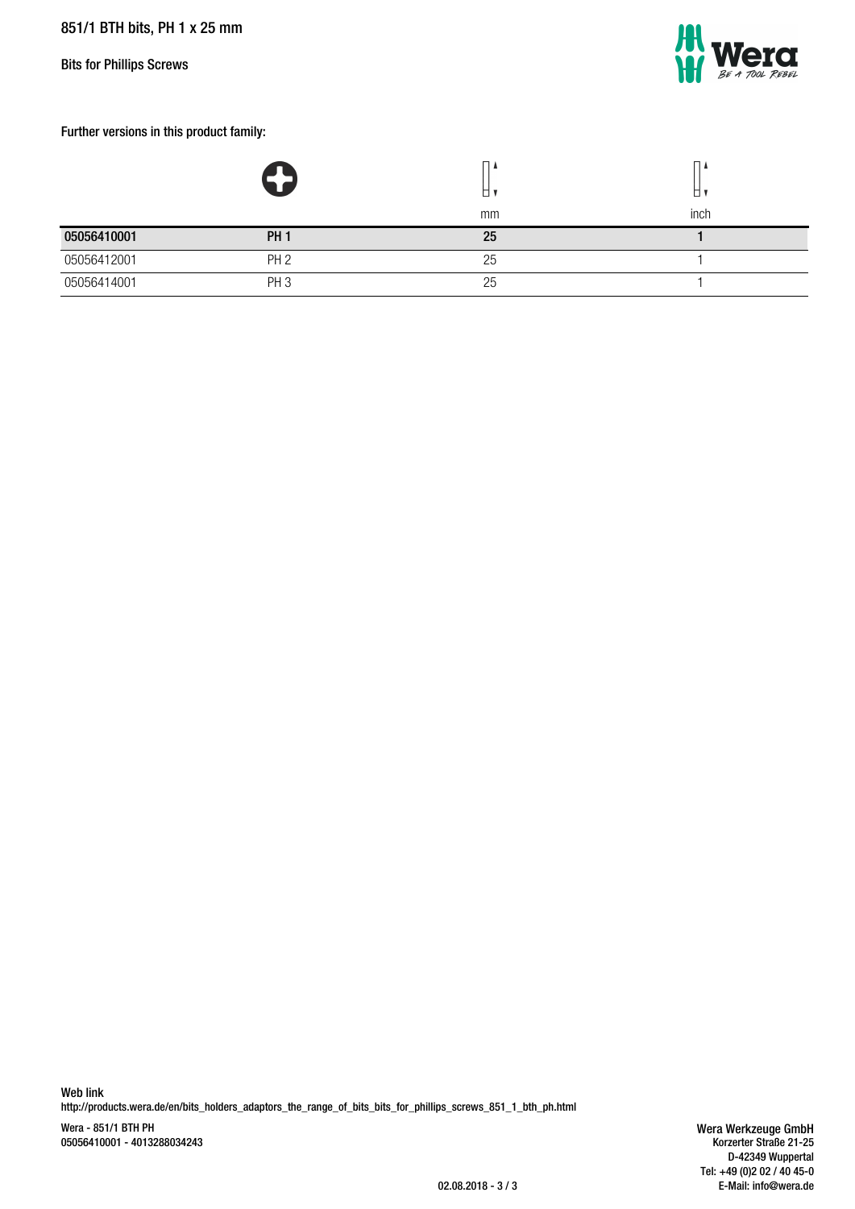Further versions in this product family:

| | | mm | inch |
|---|---|---|---|
| **05056410001** | **PH 1** | **25** | **1** |
| 05056412001 | PH 2 | 25 | 1 |
| 05056414001 | PH 3 | 25 | 1 |

Web link
http://products.wera.de/en/bits_holders_adaptors_the_range_of_bits_bits_for_phillips_screws_851_1_bth_ph.html

Wera - 851/1 BTH PH
05056410001 - 4013288034243

Wera Werkzeuge GmbH
Korzerter Straße 21-25
D-42349 Wuppertal
Tel: +49 (0)2 02 / 40 45-0
E-Mail: info@wera.de

02.08.2018